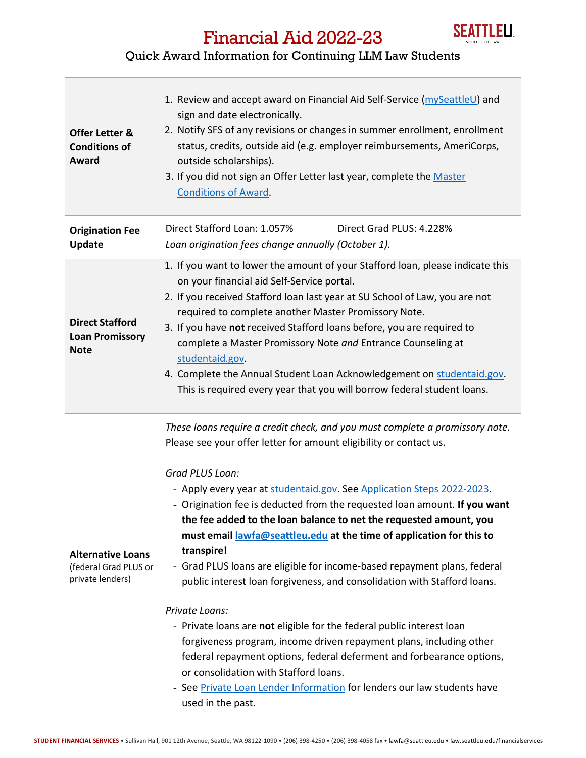# Financial Aid 2022-23

## Quick Award Information for Continuing LLM Law Students

| | |
|---|---|
| **Offer Letter & Conditions of Award** | 1. Review and accept award on Financial Aid Self-Service (mySeattleU) and sign and date electronically.<br>2. Notify SFS of any revisions or changes in summer enrollment, enrollment status, credits, outside aid (e.g. employer reimbursements, AmeriCorps, outside scholarships).<br>3. If you did not sign an Offer Letter last year, complete the Master Conditions of Award. |
| **Origination Fee Update** | Direct Stafford Loan: 1.057% Direct Grad PLUS: 4.228%<br>*Loan origination fees change annually (October 1).* |
| **Direct Stafford Loan Promissory Note** | 1. If you want to lower the amount of your Stafford loan, please indicate this on your financial aid Self-Service portal.<br>2. If you received Stafford loan last year at SU School of Law, you are not required to complete another Master Promissory Note.<br>3. If you have **not** received Stafford loans before, you are required to complete a Master Promissory Note *and* Entrance Counseling at studentaid.gov.<br>4. Complete the Annual Student Loan Acknowledgement on studentaid.gov. This is required every year that you will borrow federal student loans. |
| **Alternative Loans** (federal Grad PLUS or private lenders) | *These loans require a credit check, and you must complete a promissory note.* Please see your offer letter for amount eligibility or contact us.<br><br>*Grad PLUS Loan:*<br>- Apply every year at studentaid.gov. See Application Steps 2022-2023.<br>- Origination fee is deducted from the requested loan amount. **If you want the fee added to the loan balance to net the requested amount, you must email lawfa@seattleu.edu at the time of application for this to transpire!**<br>- Grad PLUS loans are eligible for income-based repayment plans, federal public interest loan forgiveness, and consolidation with Stafford loans.<br><br>*Private Loans:*<br>- Private loans are **not** eligible for the federal public interest loan forgiveness program, income driven repayment plans, including other federal repayment options, federal deferment and forbearance options, or consolidation with Stafford loans.<br>- See Private Loan Lender Information for lenders our law students have used in the past. |

**STUDENT FINANCIAL SERVICES** • Sullivan Hall, 901 12th Avenue, Seattle, WA 98122-1090 • (206) 398-4250 • (206) 398-4058 fax • lawfa@seattleu.edu • law.seattleu.edu/financialservices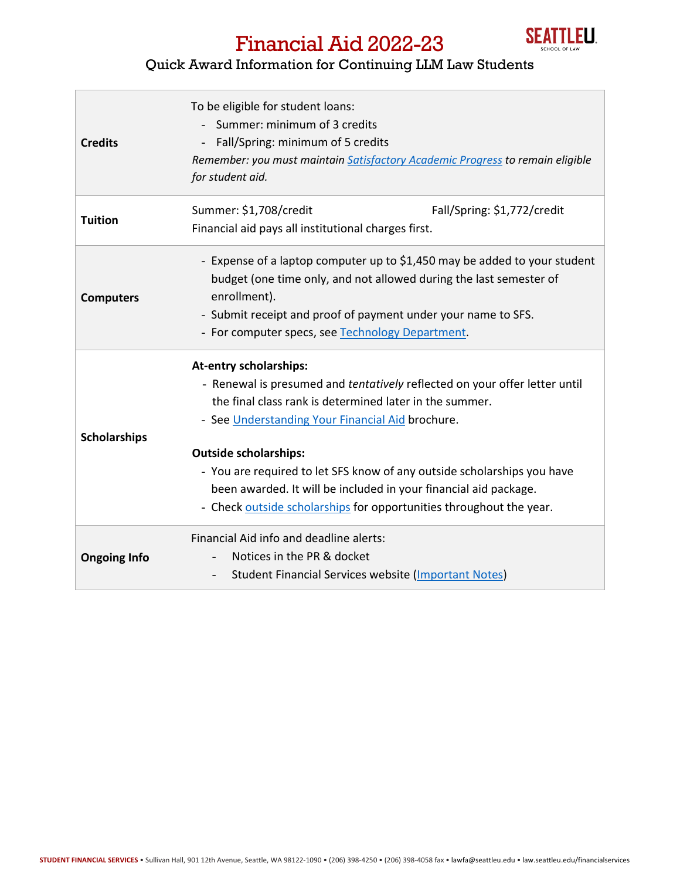# Financial Aid 2022-23

## Quick Award Information for Continuing LLM Law Students

| | |
|---|---|
| **Credits** | To be eligible for student loans:<br>- Summer: minimum of 3 credits<br>- Fall/Spring: minimum of 5 credits<br>*Remember: you must maintain Satisfactory Academic Progress to remain eligible for student aid.* |
| **Tuition** | Summer: $1,708/credit &nbsp;&nbsp;&nbsp; Fall/Spring: $1,772/credit<br>Financial aid pays all institutional charges first. |
| **Computers** | - Expense of a laptop computer up to $1,450 may be added to your student budget (one time only, and not allowed during the last semester of enrollment).<br>- Submit receipt and proof of payment under your name to SFS.<br>- For computer specs, see Technology Department. |
| **Scholarships** | **At-entry scholarships:**<br>- Renewal is presumed and *tentatively* reflected on your offer letter until the final class rank is determined later in the summer.<br>- See Understanding Your Financial Aid brochure.<br><br>**Outside scholarships:**<br>- You are required to let SFS know of any outside scholarships you have been awarded. It will be included in your financial aid package.<br>- Check outside scholarships for opportunities throughout the year. |
| **Ongoing Info** | Financial Aid info and deadline alerts:<br>- Notices in the PR & docket<br>- Student Financial Services website (Important Notes) |

**STUDENT FINANCIAL SERVICES** • Sullivan Hall, 901 12th Avenue, Seattle, WA 98122-1090 • (206) 398-4250 • (206) 398-4058 fax • lawfa@seattleu.edu • law.seattleu.edu/financialservices